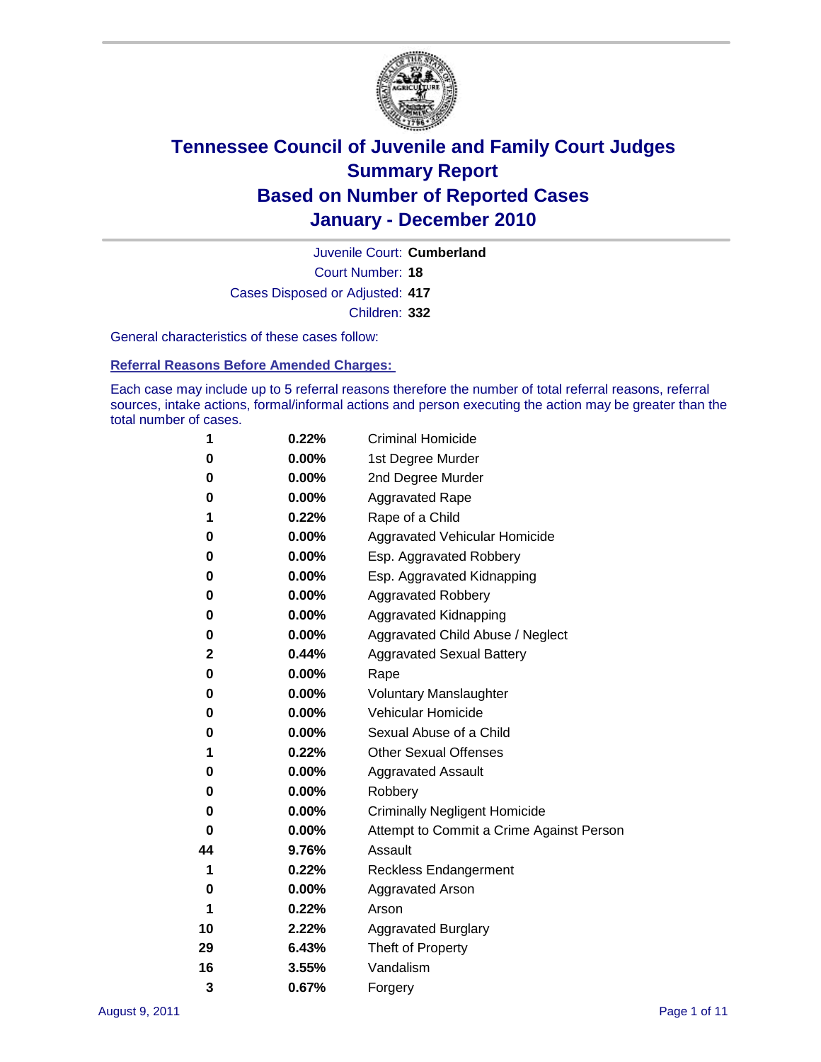# Tennessee Council of Juvenile and Family Court Judges
# Summary Report
# Based on Number of Reported Cases
# January - December 2010

Juvenile Court: **Cumberland**

Court Number: **18**

Cases Disposed or Adjusted: **417**

Children: **332**

General characteristics of these cases follow:

## Referral Reasons Before Amended Charges:

Each case may include up to 5 referral reasons therefore the number of total referral reasons, referral sources, intake actions, formal/informal actions and person executing the action may be greater than the total number of cases.

| | | |
|---|---|---|
| 1 | 0.22% | Criminal Homicide |
| 0 | 0.00% | 1st Degree Murder |
| 0 | 0.00% | 2nd Degree Murder |
| 0 | 0.00% | Aggravated Rape |
| 1 | 0.22% | Rape of a Child |
| 0 | 0.00% | Aggravated Vehicular Homicide |
| 0 | 0.00% | Esp. Aggravated Robbery |
| 0 | 0.00% | Esp. Aggravated Kidnapping |
| 0 | 0.00% | Aggravated Robbery |
| 0 | 0.00% | Aggravated Kidnapping |
| 0 | 0.00% | Aggravated Child Abuse / Neglect |
| 2 | 0.44% | Aggravated Sexual Battery |
| 0 | 0.00% | Rape |
| 0 | 0.00% | Voluntary Manslaughter |
| 0 | 0.00% | Vehicular Homicide |
| 0 | 0.00% | Sexual Abuse of a Child |
| 1 | 0.22% | Other Sexual Offenses |
| 0 | 0.00% | Aggravated Assault |
| 0 | 0.00% | Robbery |
| 0 | 0.00% | Criminally Negligent Homicide |
| 0 | 0.00% | Attempt to Commit a Crime Against Person |
| 44 | 9.76% | Assault |
| 1 | 0.22% | Reckless Endangerment |
| 0 | 0.00% | Aggravated Arson |
| 1 | 0.22% | Arson |
| 10 | 2.22% | Aggravated Burglary |
| 29 | 6.43% | Theft of Property |
| 16 | 3.55% | Vandalism |
| 3 | 0.67% | Forgery |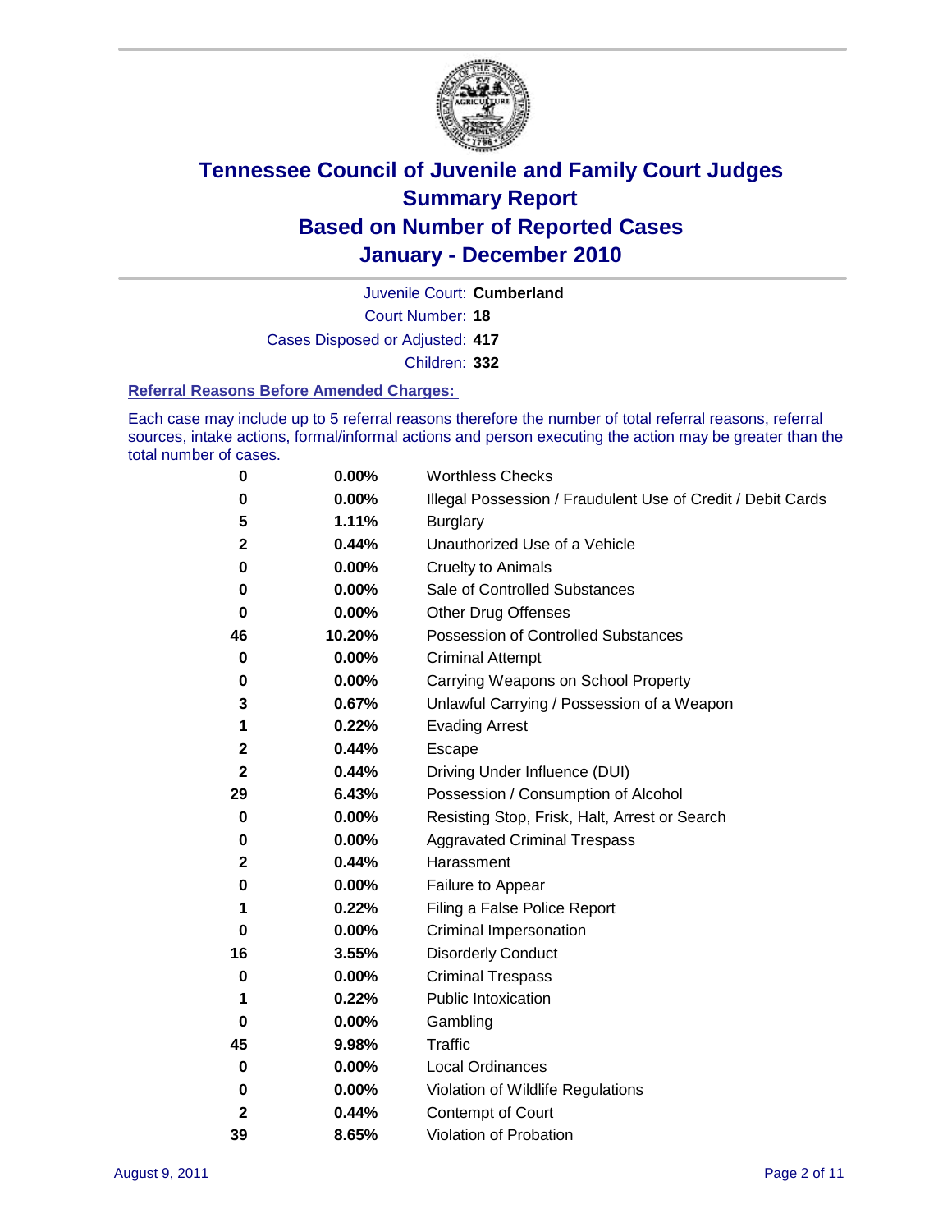# Tennessee Council of Juvenile and Family Court Judges
## Summary Report
## Based on Number of Reported Cases
## January - December 2010

Juvenile Court: **Cumberland**

Court Number: **18**

Cases Disposed or Adjusted: **417**

Children: **332**

### Referral Reasons Before Amended Charges:

Each case may include up to 5 referral reasons therefore the number of total referral reasons, referral sources, intake actions, formal/informal actions and person executing the action may be greater than the total number of cases.

| Count | Percent | Referral Reason |
|---|---|---|
| 0 | 0.00% | Worthless Checks |
| 0 | 0.00% | Illegal Possession / Fraudulent Use of Credit / Debit Cards |
| 5 | 1.11% | Burglary |
| 2 | 0.44% | Unauthorized Use of a Vehicle |
| 0 | 0.00% | Cruelty to Animals |
| 0 | 0.00% | Sale of Controlled Substances |
| 0 | 0.00% | Other Drug Offenses |
| 46 | 10.20% | Possession of Controlled Substances |
| 0 | 0.00% | Criminal Attempt |
| 0 | 0.00% | Carrying Weapons on School Property |
| 3 | 0.67% | Unlawful Carrying / Possession of a Weapon |
| 1 | 0.22% | Evading Arrest |
| 2 | 0.44% | Escape |
| 2 | 0.44% | Driving Under Influence (DUI) |
| 29 | 6.43% | Possession / Consumption of Alcohol |
| 0 | 0.00% | Resisting Stop, Frisk, Halt, Arrest or Search |
| 0 | 0.00% | Aggravated Criminal Trespass |
| 2 | 0.44% | Harassment |
| 0 | 0.00% | Failure to Appear |
| 1 | 0.22% | Filing a False Police Report |
| 0 | 0.00% | Criminal Impersonation |
| 16 | 3.55% | Disorderly Conduct |
| 0 | 0.00% | Criminal Trespass |
| 1 | 0.22% | Public Intoxication |
| 0 | 0.00% | Gambling |
| 45 | 9.98% | Traffic |
| 0 | 0.00% | Local Ordinances |
| 0 | 0.00% | Violation of Wildlife Regulations |
| 2 | 0.44% | Contempt of Court |
| 39 | 8.65% | Violation of Probation |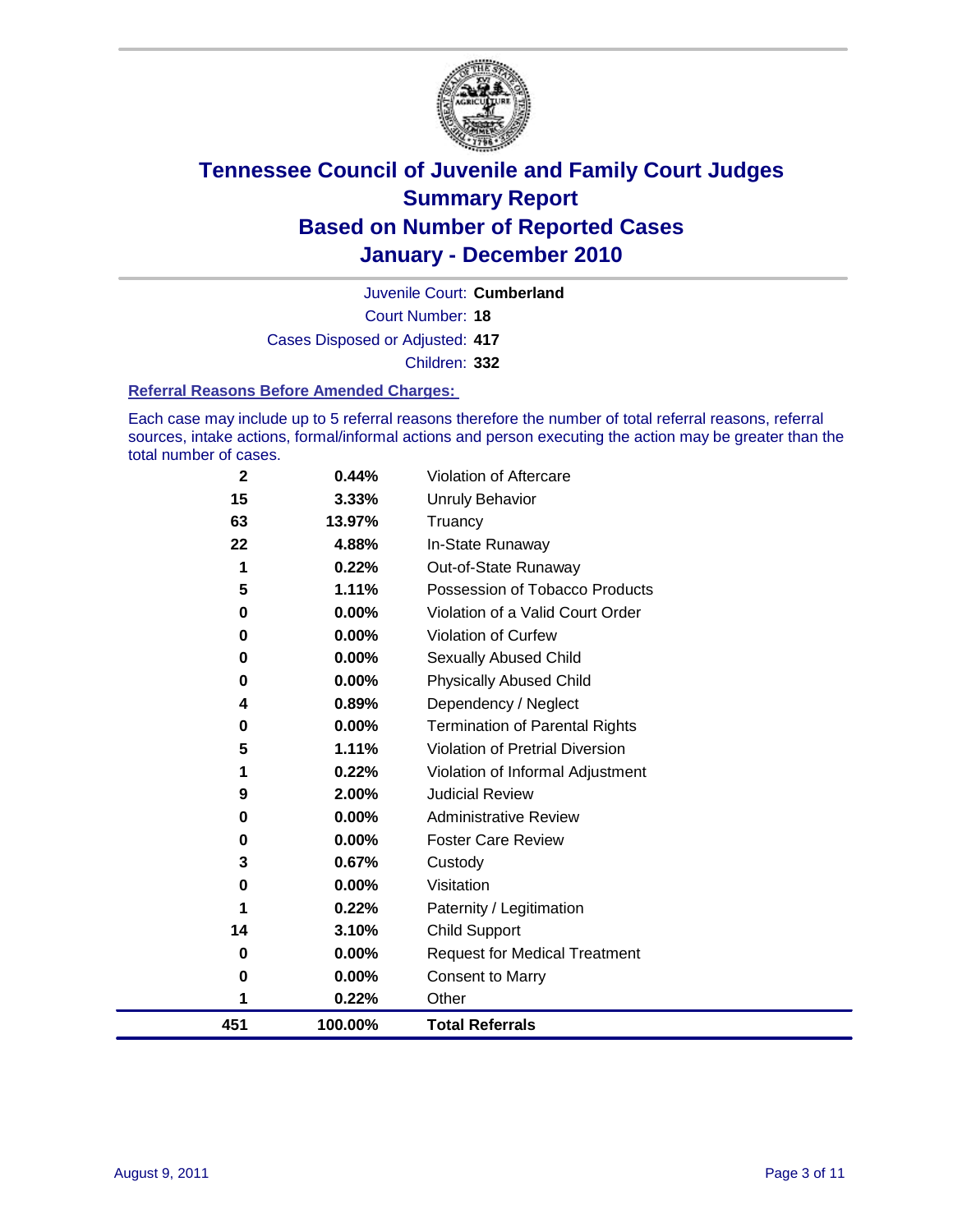# Tennessee Council of Juvenile and Family Court Judges
## Summary Report
## Based on Number of Reported Cases
## January - December 2010

Juvenile Court: **Cumberland**

Court Number: **18**

Cases Disposed or Adjusted: **417**

Children: **332**

### Referral Reasons Before Amended Charges:

Each case may include up to 5 referral reasons therefore the number of total referral reasons, referral sources, intake actions, formal/informal actions and person executing the action may be greater than the total number of cases.

| Count | Percent | Referral Reason |
|---|---|---|
| 2 | 0.44% | Violation of Aftercare |
| 15 | 3.33% | Unruly Behavior |
| 63 | 13.97% | Truancy |
| 22 | 4.88% | In-State Runaway |
| 1 | 0.22% | Out-of-State Runaway |
| 5 | 1.11% | Possession of Tobacco Products |
| 0 | 0.00% | Violation of a Valid Court Order |
| 0 | 0.00% | Violation of Curfew |
| 0 | 0.00% | Sexually Abused Child |
| 0 | 0.00% | Physically Abused Child |
| 4 | 0.89% | Dependency / Neglect |
| 0 | 0.00% | Termination of Parental Rights |
| 5 | 1.11% | Violation of Pretrial Diversion |
| 1 | 0.22% | Violation of Informal Adjustment |
| 9 | 2.00% | Judicial Review |
| 0 | 0.00% | Administrative Review |
| 0 | 0.00% | Foster Care Review |
| 3 | 0.67% | Custody |
| 0 | 0.00% | Visitation |
| 1 | 0.22% | Paternity / Legitimation |
| 14 | 3.10% | Child Support |
| 0 | 0.00% | Request for Medical Treatment |
| 0 | 0.00% | Consent to Marry |
| 1 | 0.22% | Other |
| **451** | **100.00%** | **Total Referrals** |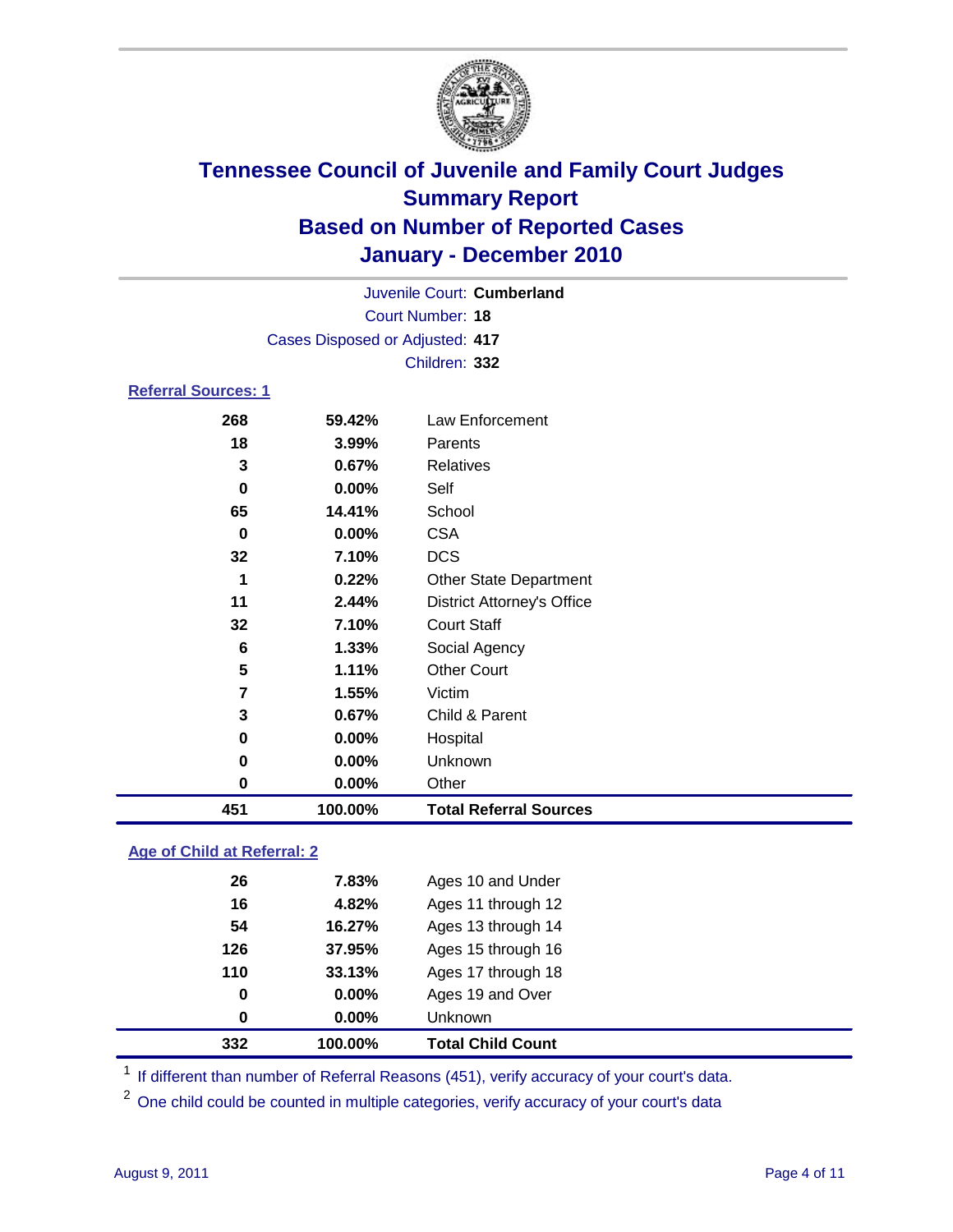# Tennessee Council of Juvenile and Family Court Judges
## Summary Report
## Based on Number of Reported Cases
## January - December 2010

Juvenile Court: **Cumberland**

Court Number: **18**

Cases Disposed or Adjusted: **417**

Children: **332**

### Referral Sources: 1

| | | |
|---|---|---|
| 268 | 59.42% | Law Enforcement |
| 18 | 3.99% | Parents |
| 3 | 0.67% | Relatives |
| 0 | 0.00% | Self |
| 65 | 14.41% | School |
| 0 | 0.00% | CSA |
| 32 | 7.10% | DCS |
| 1 | 0.22% | Other State Department |
| 11 | 2.44% | District Attorney's Office |
| 32 | 7.10% | Court Staff |
| 6 | 1.33% | Social Agency |
| 5 | 1.11% | Other Court |
| 7 | 1.55% | Victim |
| 3 | 0.67% | Child & Parent |
| 0 | 0.00% | Hospital |
| 0 | 0.00% | Unknown |
| 0 | 0.00% | Other |
| **451** | **100.00%** | **Total Referral Sources** |

### Age of Child at Referral: 2

| | | |
|---|---|---|
| 26 | 7.83% | Ages 10 and Under |
| 16 | 4.82% | Ages 11 through 12 |
| 54 | 16.27% | Ages 13 through 14 |
| 126 | 37.95% | Ages 15 through 16 |
| 110 | 33.13% | Ages 17 through 18 |
| 0 | 0.00% | Ages 19 and Over |
| 0 | 0.00% | Unknown |
| **332** | **100.00%** | **Total Child Count** |

[1] If different than number of Referral Reasons (451), verify accuracy of your court's data.

[2] One child could be counted in multiple categories, verify accuracy of your court's data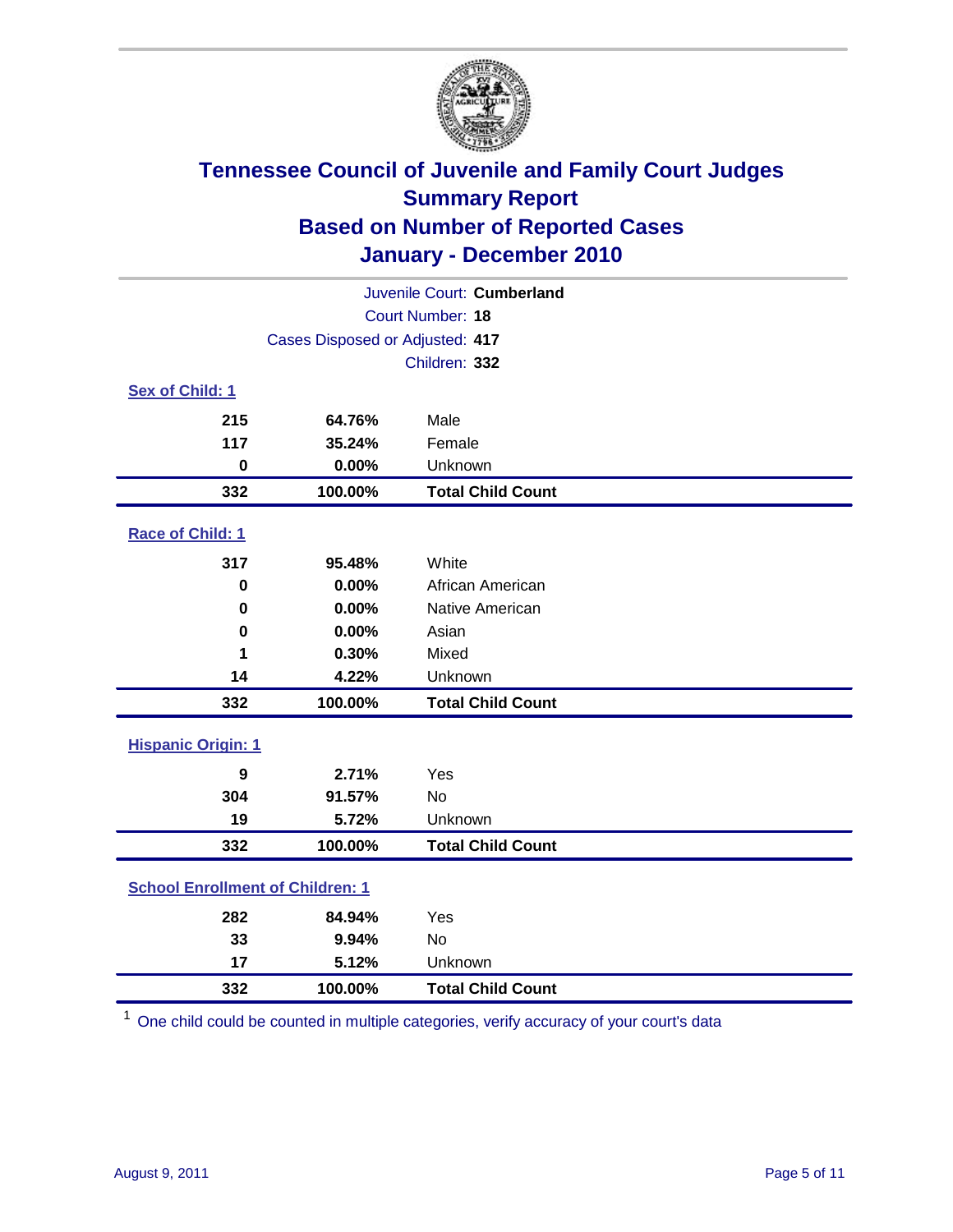# Tennessee Council of Juvenile and Family Court Judges
## Summary Report
## Based on Number of Reported Cases
## January - December 2010

Juvenile Court: **Cumberland**

Court Number: **18**

Cases Disposed or Adjusted: **417**

Children: **332**

### Sex of Child: 1

| | | |
|---|---|---|
| **215** | **64.76%** | Male |
| **117** | **35.24%** | Female |
| **0** | **0.00%** | Unknown |
| **332** | **100.00%** | **Total Child Count** |

### Race of Child: 1

| | | |
|---|---|---|
| **317** | **95.48%** | White |
| **0** | **0.00%** | African American |
| **0** | **0.00%** | Native American |
| **0** | **0.00%** | Asian |
| **1** | **0.30%** | Mixed |
| **14** | **4.22%** | Unknown |
| **332** | **100.00%** | **Total Child Count** |

### Hispanic Origin: 1

| | | |
|---|---|---|
| **9** | **2.71%** | Yes |
| **304** | **91.57%** | No |
| **19** | **5.72%** | Unknown |
| **332** | **100.00%** | **Total Child Count** |

### School Enrollment of Children: 1

| | | |
|---|---|---|
| **282** | **84.94%** | Yes |
| **33** | **9.94%** | No |
| **17** | **5.12%** | Unknown |
| **332** | **100.00%** | **Total Child Count** |

[1] One child could be counted in multiple categories, verify accuracy of your court's data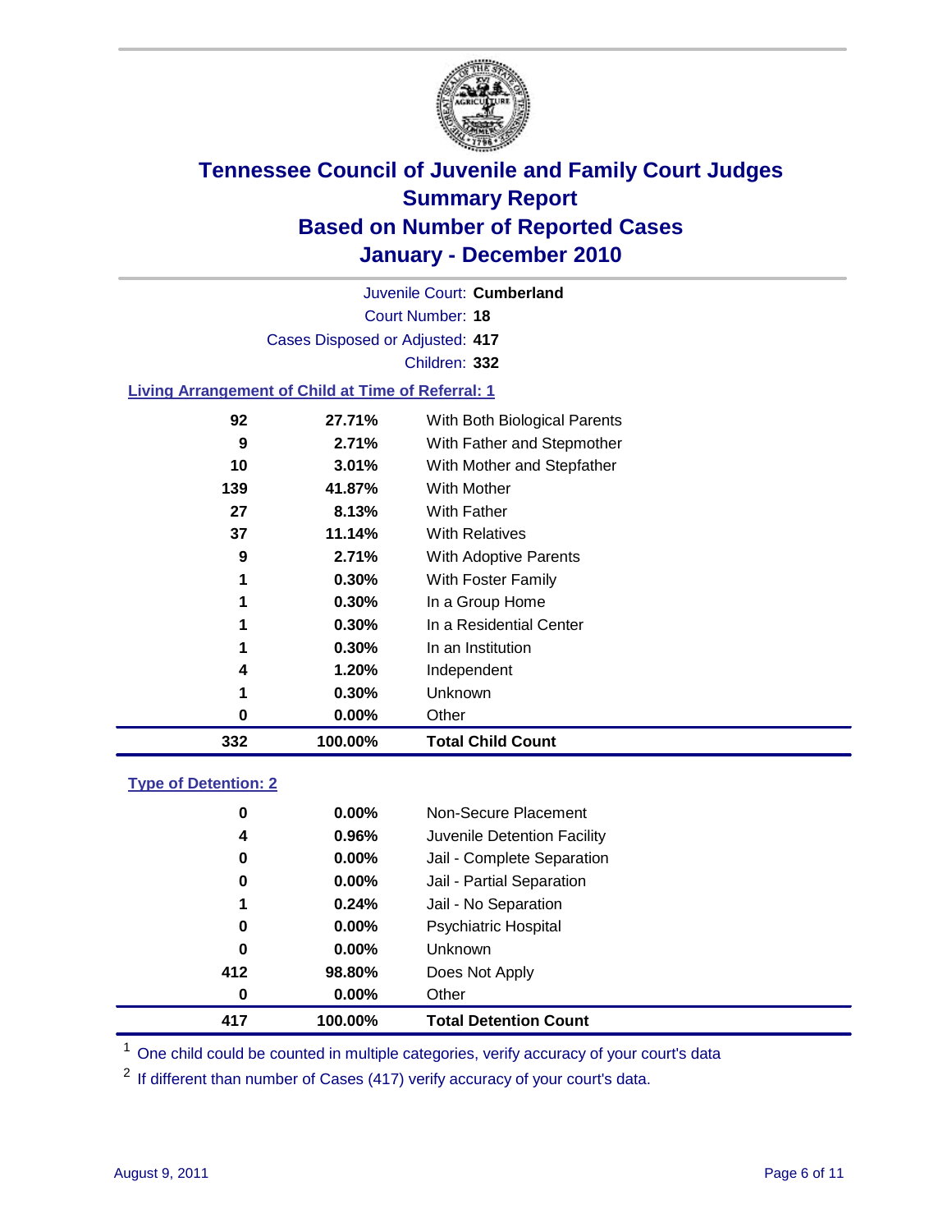# Tennessee Council of Juvenile and Family Court Judges
## Summary Report
## Based on Number of Reported Cases
## January - December 2010

Juvenile Court: **Cumberland**

Court Number: **18**

Cases Disposed or Adjusted: **417**

Children: **332**

### Living Arrangement of Child at Time of Referral: 1

| Count | Percent | Category |
|---|---|---|
| 92 | 27.71% | With Both Biological Parents |
| 9 | 2.71% | With Father and Stepmother |
| 10 | 3.01% | With Mother and Stepfather |
| 139 | 41.87% | With Mother |
| 27 | 8.13% | With Father |
| 37 | 11.14% | With Relatives |
| 9 | 2.71% | With Adoptive Parents |
| 1 | 0.30% | With Foster Family |
| 1 | 0.30% | In a Group Home |
| 1 | 0.30% | In a Residential Center |
| 1 | 0.30% | In an Institution |
| 4 | 1.20% | Independent |
| 1 | 0.30% | Unknown |
| 0 | 0.00% | Other |
| **332** | **100.00%** | **Total Child Count** |

### Type of Detention: 2

| Count | Percent | Category |
|---|---|---|
| 0 | 0.00% | Non-Secure Placement |
| 4 | 0.96% | Juvenile Detention Facility |
| 0 | 0.00% | Jail - Complete Separation |
| 0 | 0.00% | Jail - Partial Separation |
| 1 | 0.24% | Jail - No Separation |
| 0 | 0.00% | Psychiatric Hospital |
| 0 | 0.00% | Unknown |
| 412 | 98.80% | Does Not Apply |
| 0 | 0.00% | Other |
| **417** | **100.00%** | **Total Detention Count** |

[1] One child could be counted in multiple categories, verify accuracy of your court's data

[2] If different than number of Cases (417) verify accuracy of your court's data.

August 9, 2011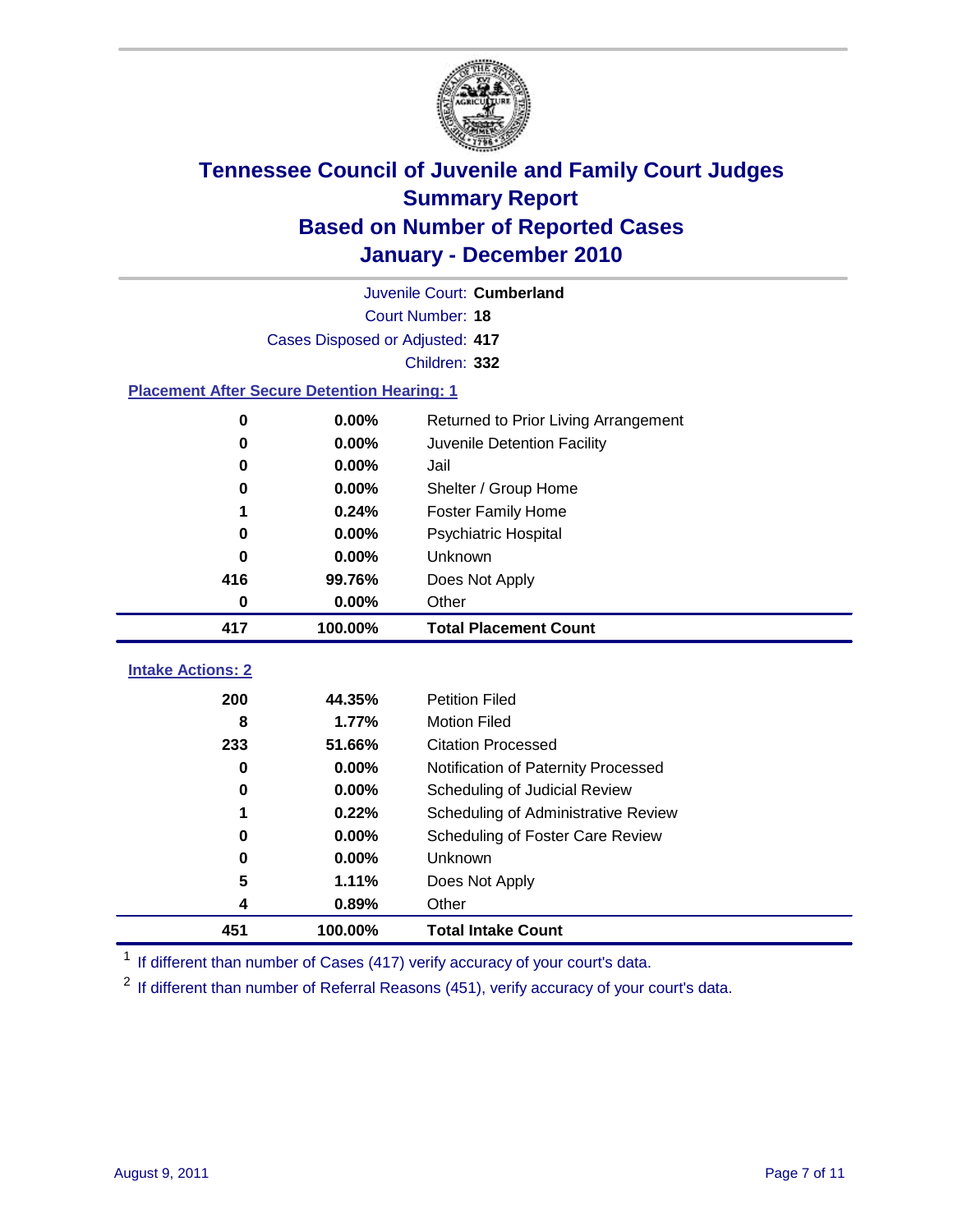# Tennessee Council of Juvenile and Family Court Judges
## Summary Report
## Based on Number of Reported Cases
## January - December 2010

Juvenile Court: **Cumberland**

Court Number: **18**

Cases Disposed or Adjusted: **417**

Children: **332**

### Placement After Secure Detention Hearing: 1

| Count | Percent | Placement |
|---|---|---|
| 0 | 0.00% | Returned to Prior Living Arrangement |
| 0 | 0.00% | Juvenile Detention Facility |
| 0 | 0.00% | Jail |
| 0 | 0.00% | Shelter / Group Home |
| 1 | 0.24% | Foster Family Home |
| 0 | 0.00% | Psychiatric Hospital |
| 0 | 0.00% | Unknown |
| 416 | 99.76% | Does Not Apply |
| 0 | 0.00% | Other |
| **417** | **100.00%** | **Total Placement Count** |

### Intake Actions: 2

| Count | Percent | Action |
|---|---|---|
| 200 | 44.35% | Petition Filed |
| 8 | 1.77% | Motion Filed |
| 233 | 51.66% | Citation Processed |
| 0 | 0.00% | Notification of Paternity Processed |
| 0 | 0.00% | Scheduling of Judicial Review |
| 1 | 0.22% | Scheduling of Administrative Review |
| 0 | 0.00% | Scheduling of Foster Care Review |
| 0 | 0.00% | Unknown |
| 5 | 1.11% | Does Not Apply |
| 4 | 0.89% | Other |
| **451** | **100.00%** | **Total Intake Count** |

[1] If different than number of Cases (417) verify accuracy of your court's data.

[2] If different than number of Referral Reasons (451), verify accuracy of your court's data.

August 9, 2011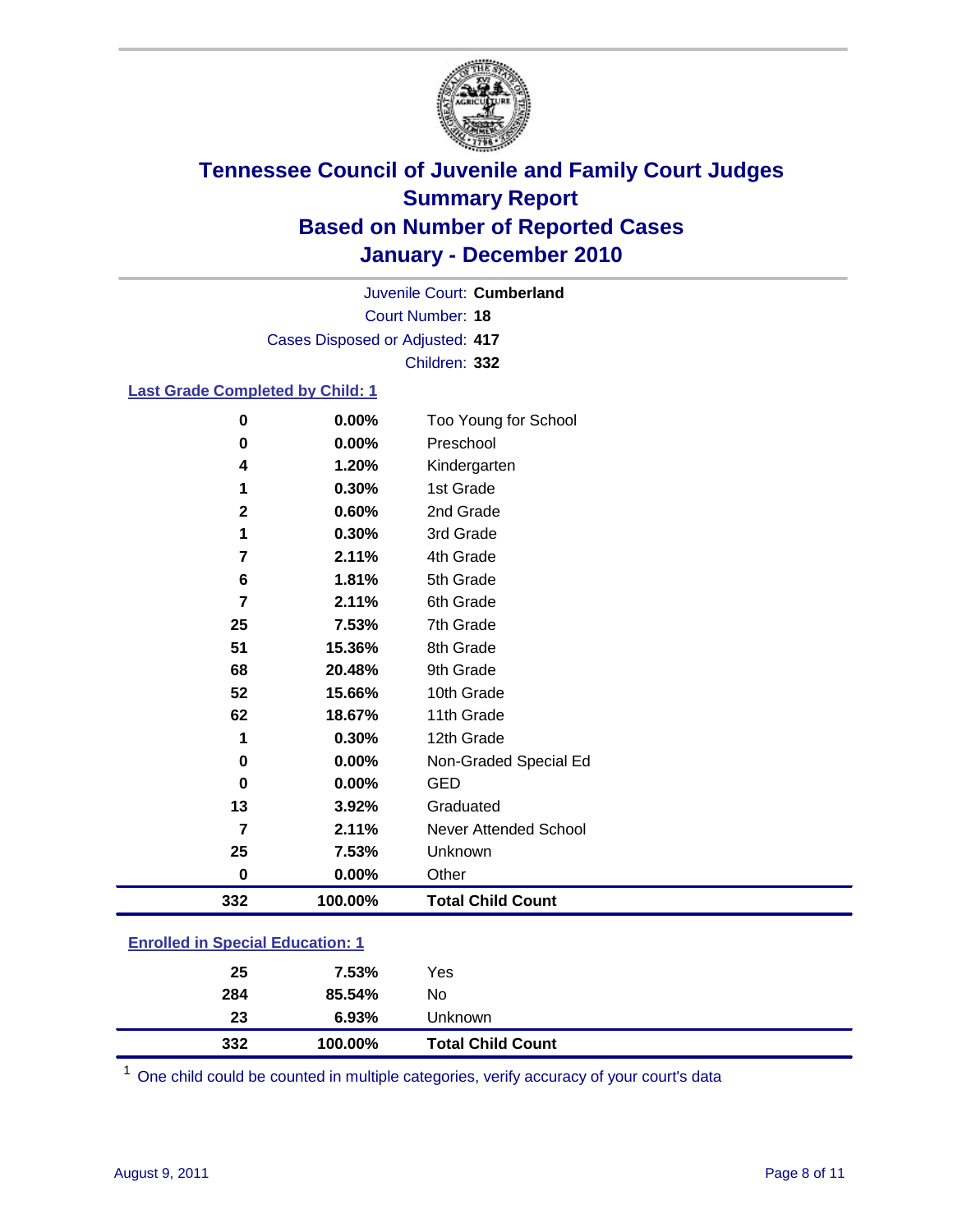# Tennessee Council of Juvenile and Family Court Judges
## Summary Report
## Based on Number of Reported Cases
## January - December 2010

Juvenile Court: **Cumberland**
Court Number: **18**
Cases Disposed or Adjusted: **417**
Children: **332**

### Last Grade Completed by Child: 1

| Count | Percent | Category |
|---|---|---|
| 0 | 0.00% | Too Young for School |
| 0 | 0.00% | Preschool |
| 4 | 1.20% | Kindergarten |
| 1 | 0.30% | 1st Grade |
| 2 | 0.60% | 2nd Grade |
| 1 | 0.30% | 3rd Grade |
| 7 | 2.11% | 4th Grade |
| 6 | 1.81% | 5th Grade |
| 7 | 2.11% | 6th Grade |
| 25 | 7.53% | 7th Grade |
| 51 | 15.36% | 8th Grade |
| 68 | 20.48% | 9th Grade |
| 52 | 15.66% | 10th Grade |
| 62 | 18.67% | 11th Grade |
| 1 | 0.30% | 12th Grade |
| 0 | 0.00% | Non-Graded Special Ed |
| 0 | 0.00% | GED |
| 13 | 3.92% | Graduated |
| 7 | 2.11% | Never Attended School |
| 25 | 7.53% | Unknown |
| 0 | 0.00% | Other |
| **332** | **100.00%** | **Total Child Count** |

### Enrolled in Special Education: 1

| Count | Percent | Category |
|---|---|---|
| 25 | 7.53% | Yes |
| 284 | 85.54% | No |
| 23 | 6.93% | Unknown |
| **332** | **100.00%** | **Total Child Count** |

[1] One child could be counted in multiple categories, verify accuracy of your court's data

August 9, 2011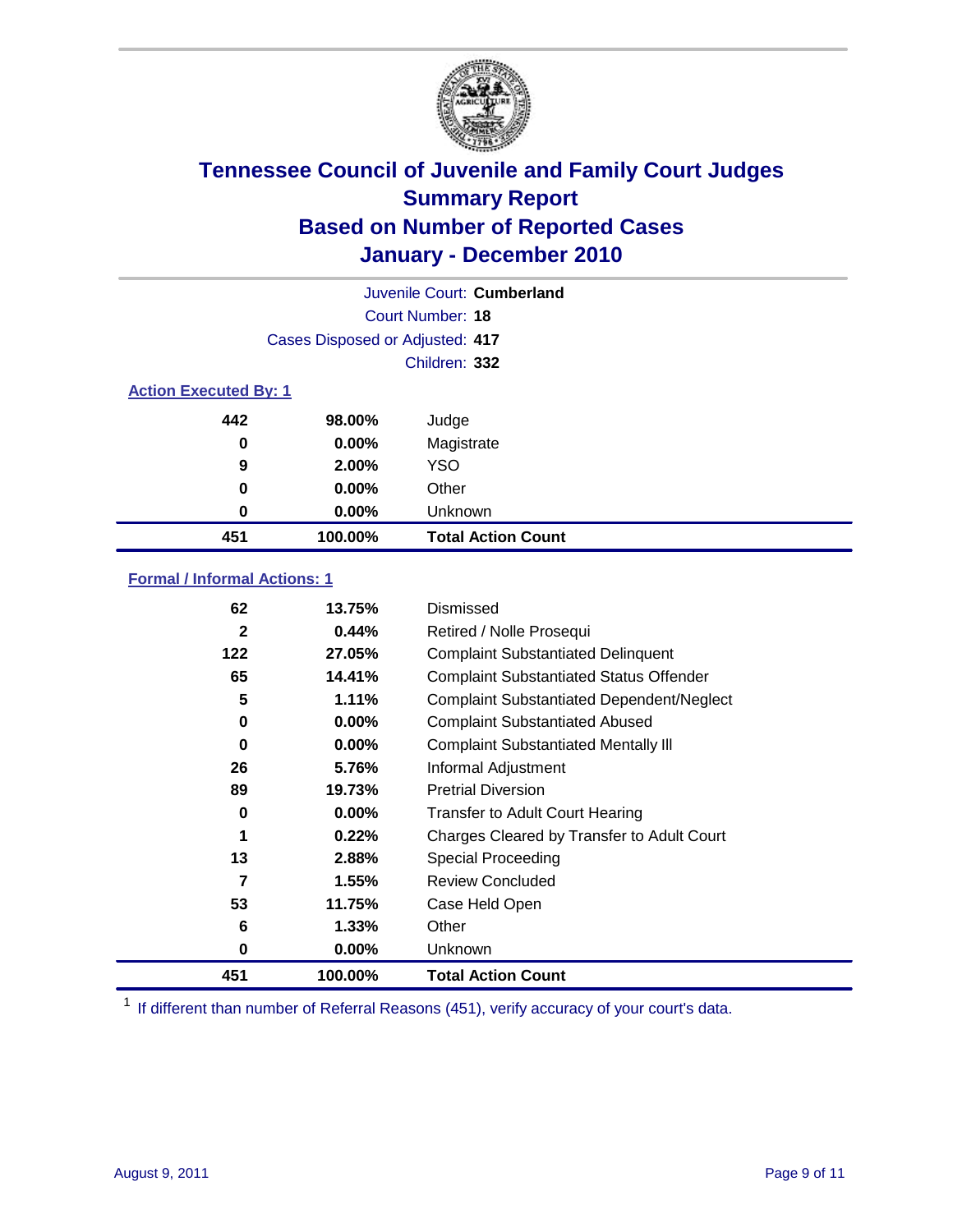# Tennessee Council of Juvenile and Family Court Judges
## Summary Report
## Based on Number of Reported Cases
## January - December 2010

Juvenile Court: **Cumberland**
Court Number: **18**
Cases Disposed or Adjusted: **417**
Children: **332**

### Action Executed By: 1

| | | |
|---|---|---|
| 442 | 98.00% | Judge |
| 0 | 0.00% | Magistrate |
| 9 | 2.00% | YSO |
| 0 | 0.00% | Other |
| 0 | 0.00% | Unknown |
| **451** | **100.00%** | **Total Action Count** |

### Formal / Informal Actions: 1

| | | |
|---|---|---|
| 62 | 13.75% | Dismissed |
| 2 | 0.44% | Retired / Nolle Prosequi |
| 122 | 27.05% | Complaint Substantiated Delinquent |
| 65 | 14.41% | Complaint Substantiated Status Offender |
| 5 | 1.11% | Complaint Substantiated Dependent/Neglect |
| 0 | 0.00% | Complaint Substantiated Abused |
| 0 | 0.00% | Complaint Substantiated Mentally Ill |
| 26 | 5.76% | Informal Adjustment |
| 89 | 19.73% | Pretrial Diversion |
| 0 | 0.00% | Transfer to Adult Court Hearing |
| 1 | 0.22% | Charges Cleared by Transfer to Adult Court |
| 13 | 2.88% | Special Proceeding |
| 7 | 1.55% | Review Concluded |
| 53 | 11.75% | Case Held Open |
| 6 | 1.33% | Other |
| 0 | 0.00% | Unknown |
| **451** | **100.00%** | **Total Action Count** |

[1] If different than number of Referral Reasons (451), verify accuracy of your court's data.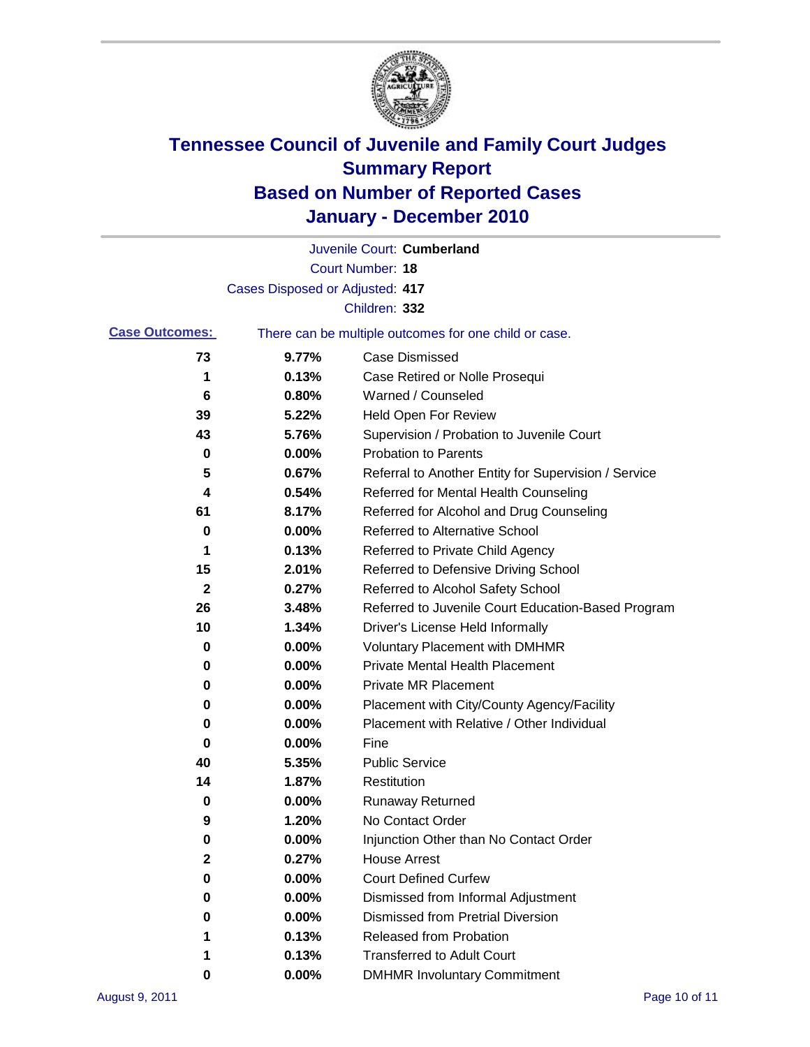# Tennessee Council of Juvenile and Family Court Judges
## Summary Report
## Based on Number of Reported Cases
## January - December 2010

Juvenile Court: **Cumberland**

Court Number: **18**

Cases Disposed or Adjusted: **417**

Children: **332**

**Case Outcomes:** There can be multiple outcomes for one child or case.

| | | |
|---|---|---|
| **73** | **9.77%** | Case Dismissed |
| **1** | **0.13%** | Case Retired or Nolle Prosequi |
| **6** | **0.80%** | Warned / Counseled |
| **39** | **5.22%** | Held Open For Review |
| **43** | **5.76%** | Supervision / Probation to Juvenile Court |
| **0** | **0.00%** | Probation to Parents |
| **5** | **0.67%** | Referral to Another Entity for Supervision / Service |
| **4** | **0.54%** | Referred for Mental Health Counseling |
| **61** | **8.17%** | Referred for Alcohol and Drug Counseling |
| **0** | **0.00%** | Referred to Alternative School |
| **1** | **0.13%** | Referred to Private Child Agency |
| **15** | **2.01%** | Referred to Defensive Driving School |
| **2** | **0.27%** | Referred to Alcohol Safety School |
| **26** | **3.48%** | Referred to Juvenile Court Education-Based Program |
| **10** | **1.34%** | Driver's License Held Informally |
| **0** | **0.00%** | Voluntary Placement with DMHMR |
| **0** | **0.00%** | Private Mental Health Placement |
| **0** | **0.00%** | Private MR Placement |
| **0** | **0.00%** | Placement with City/County Agency/Facility |
| **0** | **0.00%** | Placement with Relative / Other Individual |
| **0** | **0.00%** | Fine |
| **40** | **5.35%** | Public Service |
| **14** | **1.87%** | Restitution |
| **0** | **0.00%** | Runaway Returned |
| **9** | **1.20%** | No Contact Order |
| **0** | **0.00%** | Injunction Other than No Contact Order |
| **2** | **0.27%** | House Arrest |
| **0** | **0.00%** | Court Defined Curfew |
| **0** | **0.00%** | Dismissed from Informal Adjustment |
| **0** | **0.00%** | Dismissed from Pretrial Diversion |
| **1** | **0.13%** | Released from Probation |
| **1** | **0.13%** | Transferred to Adult Court |
| **0** | **0.00%** | DMHMR Involuntary Commitment |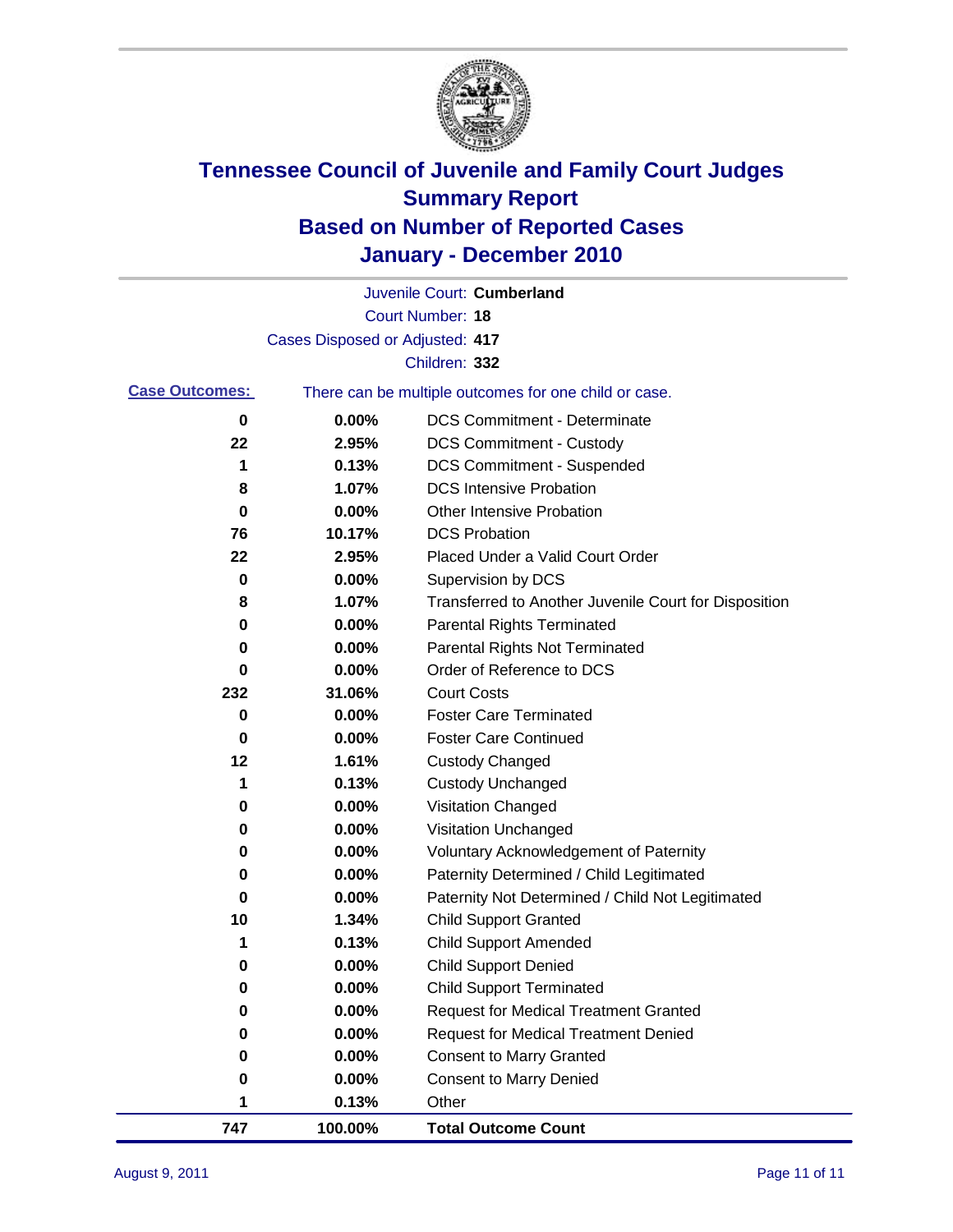# Tennessee Council of Juvenile and Family Court Judges
## Summary Report
## Based on Number of Reported Cases
## January - December 2010

Juvenile Court: **Cumberland**

Court Number: **18**

Cases Disposed or Adjusted: **417**

Children: **332**

**Case Outcomes:** There can be multiple outcomes for one child or case.

| | | |
|---|---|---|
| 0 | 0.00% | DCS Commitment - Determinate |
| 22 | 2.95% | DCS Commitment - Custody |
| 1 | 0.13% | DCS Commitment - Suspended |
| 8 | 1.07% | DCS Intensive Probation |
| 0 | 0.00% | Other Intensive Probation |
| 76 | 10.17% | DCS Probation |
| 22 | 2.95% | Placed Under a Valid Court Order |
| 0 | 0.00% | Supervision by DCS |
| 8 | 1.07% | Transferred to Another Juvenile Court for Disposition |
| 0 | 0.00% | Parental Rights Terminated |
| 0 | 0.00% | Parental Rights Not Terminated |
| 0 | 0.00% | Order of Reference to DCS |
| 232 | 31.06% | Court Costs |
| 0 | 0.00% | Foster Care Terminated |
| 0 | 0.00% | Foster Care Continued |
| 12 | 1.61% | Custody Changed |
| 1 | 0.13% | Custody Unchanged |
| 0 | 0.00% | Visitation Changed |
| 0 | 0.00% | Visitation Unchanged |
| 0 | 0.00% | Voluntary Acknowledgement of Paternity |
| 0 | 0.00% | Paternity Determined / Child Legitimated |
| 0 | 0.00% | Paternity Not Determined / Child Not Legitimated |
| 10 | 1.34% | Child Support Granted |
| 1 | 0.13% | Child Support Amended |
| 0 | 0.00% | Child Support Denied |
| 0 | 0.00% | Child Support Terminated |
| 0 | 0.00% | Request for Medical Treatment Granted |
| 0 | 0.00% | Request for Medical Treatment Denied |
| 0 | 0.00% | Consent to Marry Granted |
| 0 | 0.00% | Consent to Marry Denied |
| 1 | 0.13% | Other |
| **747** | **100.00%** | **Total Outcome Count** |